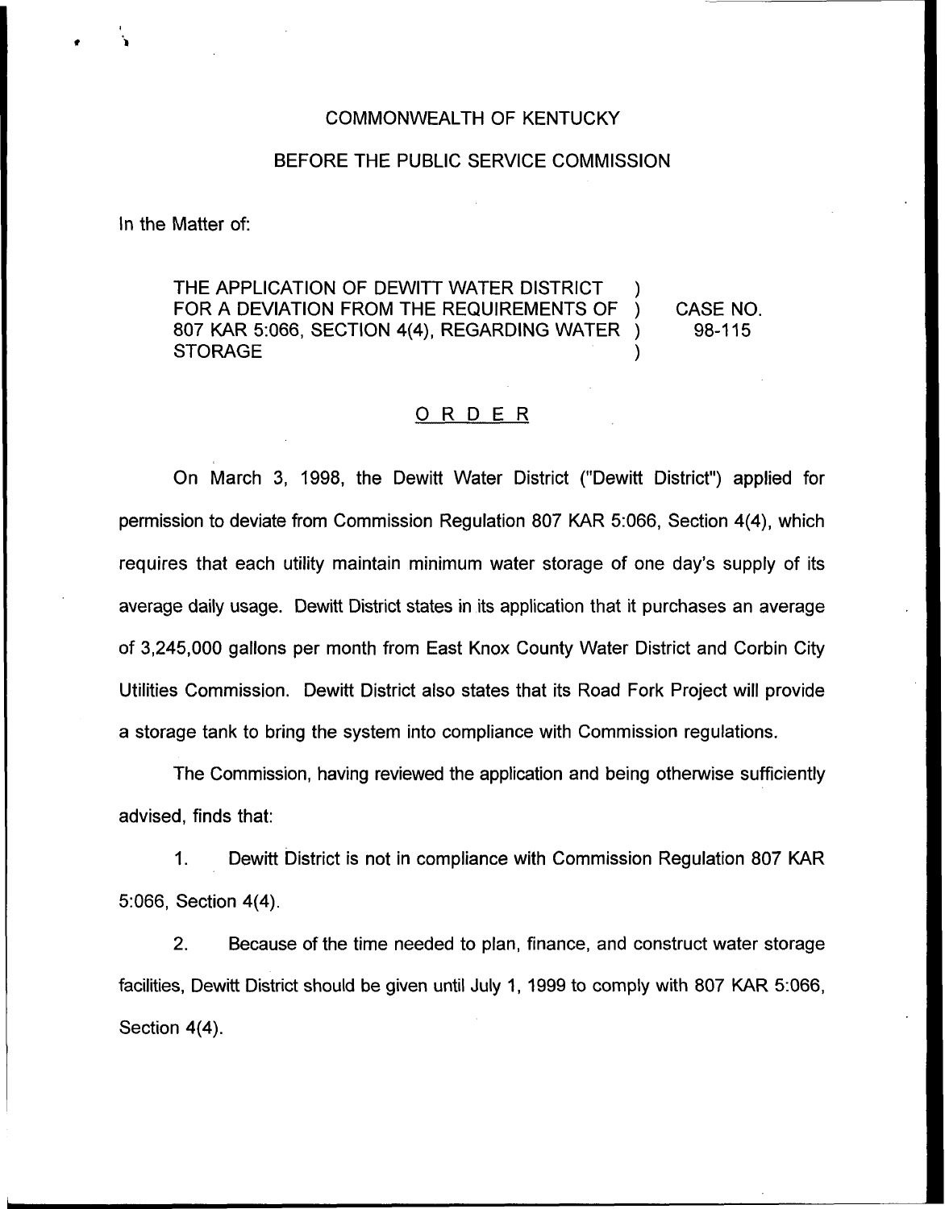COMMONWEALTH OF KENTUCKY

BEFORE THE PUBLIC SERVICE COMMISSION

In the Matter of:

THE APPLICATION OF DEWITT WATER DISTRICT FOR A DEVIATION FROM THE REQUIREMENTS OF 807 KAR 5:066, SECTION 4(4), REGARDING WATER STORAGE ) CASE NO. 98-115

## ORDER

On March 3, 1998, the Dewitt Water District ("Dewitt District") applied for permission to deviate from Commission Regulation 807 KAR 5:066, Section 4(4), which requires that each utility maintain minimum water storage of one day's supply of its average daily usage. Dewitt District states in its application that it purchases an average of 3,245,000 gallons per month from East Knox County Water District and Corbin City Utilities Commission. Dewitt District also states that its Road Fork Project will provide a storage tank to bring the system into compliance with Commission regulations.

The Commission, having reviewed the application and being otherwise sufficiently advised, finds that:

1. Dewitt District is not in compliance with Commission Regulation 807 KAR 5:066, Section 4(4).

2. Because of the time needed to plan, finance, and construct water storage facilities, Dewitt District should be given until July 1, 1999 to comply with 807 KAR 5:066, Section 4(4).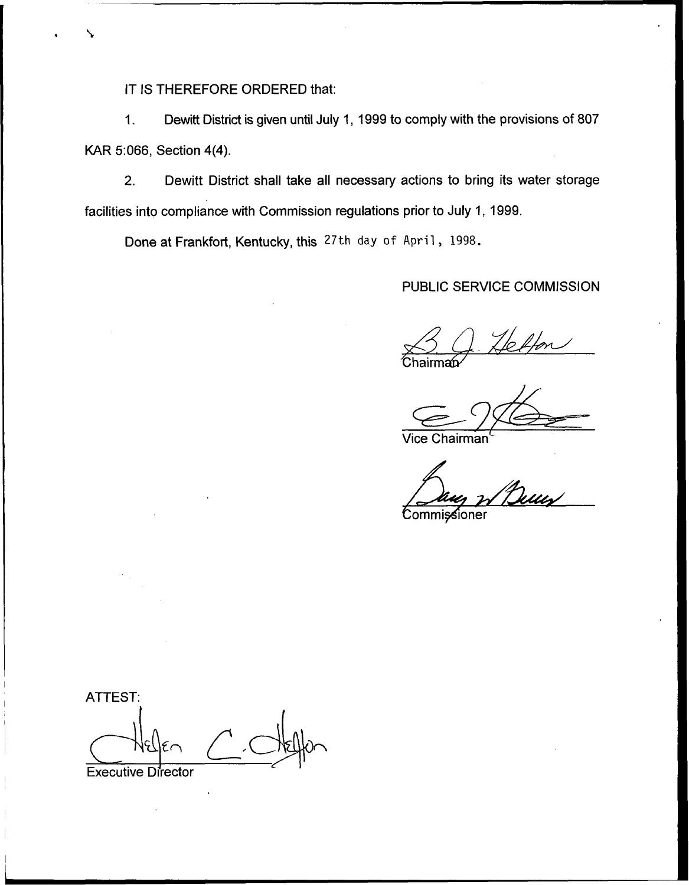IT IS THEREFORE ORDERED that:

1. Dewitt District is given until July 1, 1999 to comply with the provisions of 807 KAR 5:066, Section 4(4).

2. Dewitt District shall take all necessary actions to bring its water storage facilities into compliance with Commission regulations prior to July 1, 1999.

Done at Frankfort, Kentucky, this 27th day of April, 1998.

PUBLIC SERVICE COMMISSION

Chairman

Vice Chairman

Commissioner

ATTEST:

Executive Director